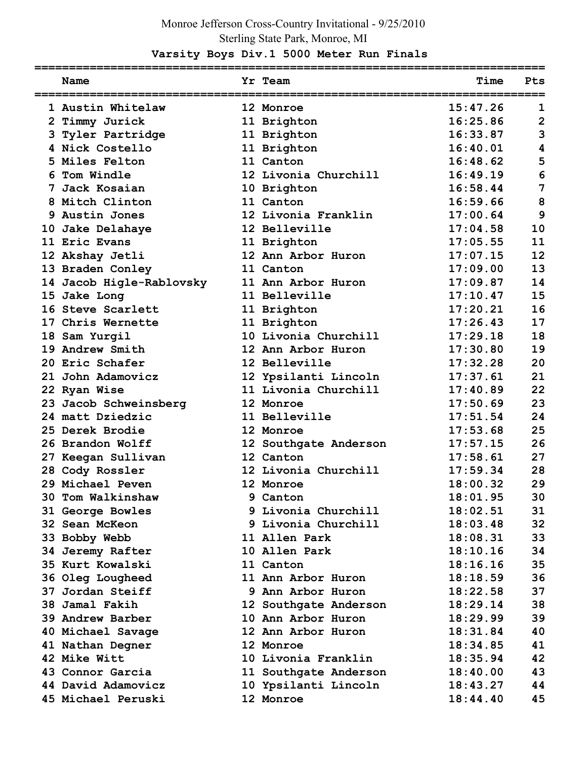Monroe Jefferson Cross-Country Invitational - 9/25/2010

Sterling State Park, Monroe, MI

## Varsity Boys Div.1 5000 Meter Run Finals

| | Name | Yr | Team | Time | Pts |
|---|---|---|---|---|---|
| 1 | Austin Whitelaw | 12 | Monroe | 15:47.26 | 1 |
| 2 | Timmy Jurick | 11 | Brighton | 16:25.86 | 2 |
| 3 | Tyler Partridge | 11 | Brighton | 16:33.87 | 3 |
| 4 | Nick Costello | 11 | Brighton | 16:40.01 | 4 |
| 5 | Miles Felton | 11 | Canton | 16:48.62 | 5 |
| 6 | Tom Windle | 12 | Livonia Churchill | 16:49.19 | 6 |
| 7 | Jack Kosaian | 10 | Brighton | 16:58.44 | 7 |
| 8 | Mitch Clinton | 11 | Canton | 16:59.66 | 8 |
| 9 | Austin Jones | 12 | Livonia Franklin | 17:00.64 | 9 |
| 10 | Jake Delahaye | 12 | Belleville | 17:04.58 | 10 |
| 11 | Eric Evans | 11 | Brighton | 17:05.55 | 11 |
| 12 | Akshay Jetli | 12 | Ann Arbor Huron | 17:07.15 | 12 |
| 13 | Braden Conley | 11 | Canton | 17:09.00 | 13 |
| 14 | Jacob Higle-Rablovsky | 11 | Ann Arbor Huron | 17:09.87 | 14 |
| 15 | Jake Long | 11 | Belleville | 17:10.47 | 15 |
| 16 | Steve Scarlett | 11 | Brighton | 17:20.21 | 16 |
| 17 | Chris Wernette | 11 | Brighton | 17:26.43 | 17 |
| 18 | Sam Yurgil | 10 | Livonia Churchill | 17:29.18 | 18 |
| 19 | Andrew Smith | 12 | Ann Arbor Huron | 17:30.80 | 19 |
| 20 | Eric Schafer | 12 | Belleville | 17:32.28 | 20 |
| 21 | John Adamovicz | 12 | Ypsilanti Lincoln | 17:37.61 | 21 |
| 22 | Ryan Wise | 11 | Livonia Churchill | 17:40.89 | 22 |
| 23 | Jacob Schweinsberg | 12 | Monroe | 17:50.69 | 23 |
| 24 | matt Dziedzic | 11 | Belleville | 17:51.54 | 24 |
| 25 | Derek Brodie | 12 | Monroe | 17:53.68 | 25 |
| 26 | Brandon Wolff | 12 | Southgate Anderson | 17:57.15 | 26 |
| 27 | Keegan Sullivan | 12 | Canton | 17:58.61 | 27 |
| 28 | Cody Rossler | 12 | Livonia Churchill | 17:59.34 | 28 |
| 29 | Michael Peven | 12 | Monroe | 18:00.32 | 29 |
| 30 | Tom Walkinshaw | 9 | Canton | 18:01.95 | 30 |
| 31 | George Bowles | 9 | Livonia Churchill | 18:02.51 | 31 |
| 32 | Sean McKeon | 9 | Livonia Churchill | 18:03.48 | 32 |
| 33 | Bobby Webb | 11 | Allen Park | 18:08.31 | 33 |
| 34 | Jeremy Rafter | 10 | Allen Park | 18:10.16 | 34 |
| 35 | Kurt Kowalski | 11 | Canton | 18:16.16 | 35 |
| 36 | Oleg Lougheed | 11 | Ann Arbor Huron | 18:18.59 | 36 |
| 37 | Jordan Steiff | 9 | Ann Arbor Huron | 18:22.58 | 37 |
| 38 | Jamal Fakih | 12 | Southgate Anderson | 18:29.14 | 38 |
| 39 | Andrew Barber | 10 | Ann Arbor Huron | 18:29.99 | 39 |
| 40 | Michael Savage | 12 | Ann Arbor Huron | 18:31.84 | 40 |
| 41 | Nathan Degner | 12 | Monroe | 18:34.85 | 41 |
| 42 | Mike Witt | 10 | Livonia Franklin | 18:35.94 | 42 |
| 43 | Connor Garcia | 11 | Southgate Anderson | 18:40.00 | 43 |
| 44 | David Adamovicz | 10 | Ypsilanti Lincoln | 18:43.27 | 44 |
| 45 | Michael Peruski | 12 | Monroe | 18:44.40 | 45 |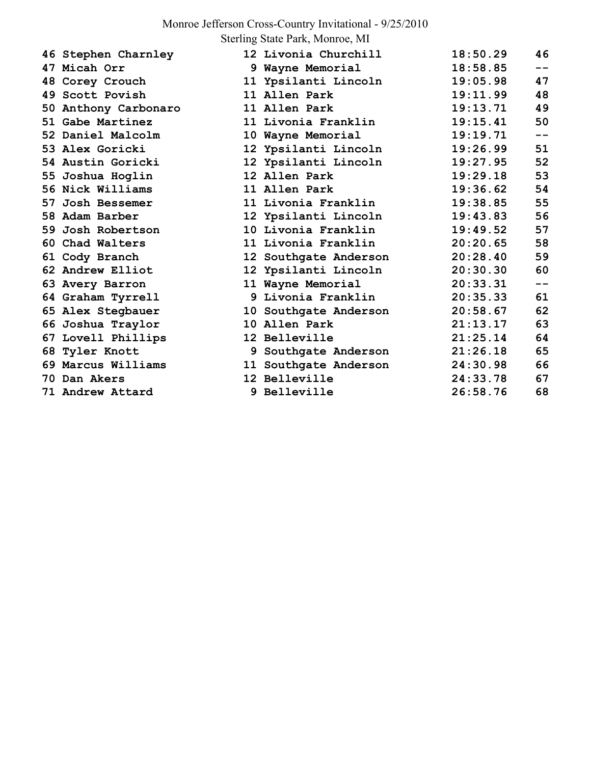Monroe Jefferson Cross-Country Invitational - 9/25/2010
Sterling State Park, Monroe, MI

| Place | Name | Grade | School | Time | Points |
|---|---|---|---|---|---|
| 46 | Stephen Charnley | 12 | Livonia Churchill | 18:50.29 | 46 |
| 47 | Micah Orr | 9 | Wayne Memorial | 18:58.85 | -- |
| 48 | Corey Crouch | 11 | Ypsilanti Lincoln | 19:05.98 | 47 |
| 49 | Scott Povish | 11 | Allen Park | 19:11.99 | 48 |
| 50 | Anthony Carbonaro | 11 | Allen Park | 19:13.71 | 49 |
| 51 | Gabe Martinez | 11 | Livonia Franklin | 19:15.41 | 50 |
| 52 | Daniel Malcolm | 10 | Wayne Memorial | 19:19.71 | -- |
| 53 | Alex Goricki | 12 | Ypsilanti Lincoln | 19:26.99 | 51 |
| 54 | Austin Goricki | 12 | Ypsilanti Lincoln | 19:27.95 | 52 |
| 55 | Joshua Hoglin | 12 | Allen Park | 19:29.18 | 53 |
| 56 | Nick Williams | 11 | Allen Park | 19:36.62 | 54 |
| 57 | Josh Bessemer | 11 | Livonia Franklin | 19:38.85 | 55 |
| 58 | Adam Barber | 12 | Ypsilanti Lincoln | 19:43.83 | 56 |
| 59 | Josh Robertson | 10 | Livonia Franklin | 19:49.52 | 57 |
| 60 | Chad Walters | 11 | Livonia Franklin | 20:20.65 | 58 |
| 61 | Cody Branch | 12 | Southgate Anderson | 20:28.40 | 59 |
| 62 | Andrew Elliot | 12 | Ypsilanti Lincoln | 20:30.30 | 60 |
| 63 | Avery Barron | 11 | Wayne Memorial | 20:33.31 | -- |
| 64 | Graham Tyrrell | 9 | Livonia Franklin | 20:35.33 | 61 |
| 65 | Alex Stegbauer | 10 | Southgate Anderson | 20:58.67 | 62 |
| 66 | Joshua Traylor | 10 | Allen Park | 21:13.17 | 63 |
| 67 | Lovell Phillips | 12 | Belleville | 21:25.14 | 64 |
| 68 | Tyler Knott | 9 | Southgate Anderson | 21:26.18 | 65 |
| 69 | Marcus Williams | 11 | Southgate Anderson | 24:30.98 | 66 |
| 70 | Dan Akers | 12 | Belleville | 24:33.78 | 67 |
| 71 | Andrew Attard | 9 | Belleville | 26:58.76 | 68 |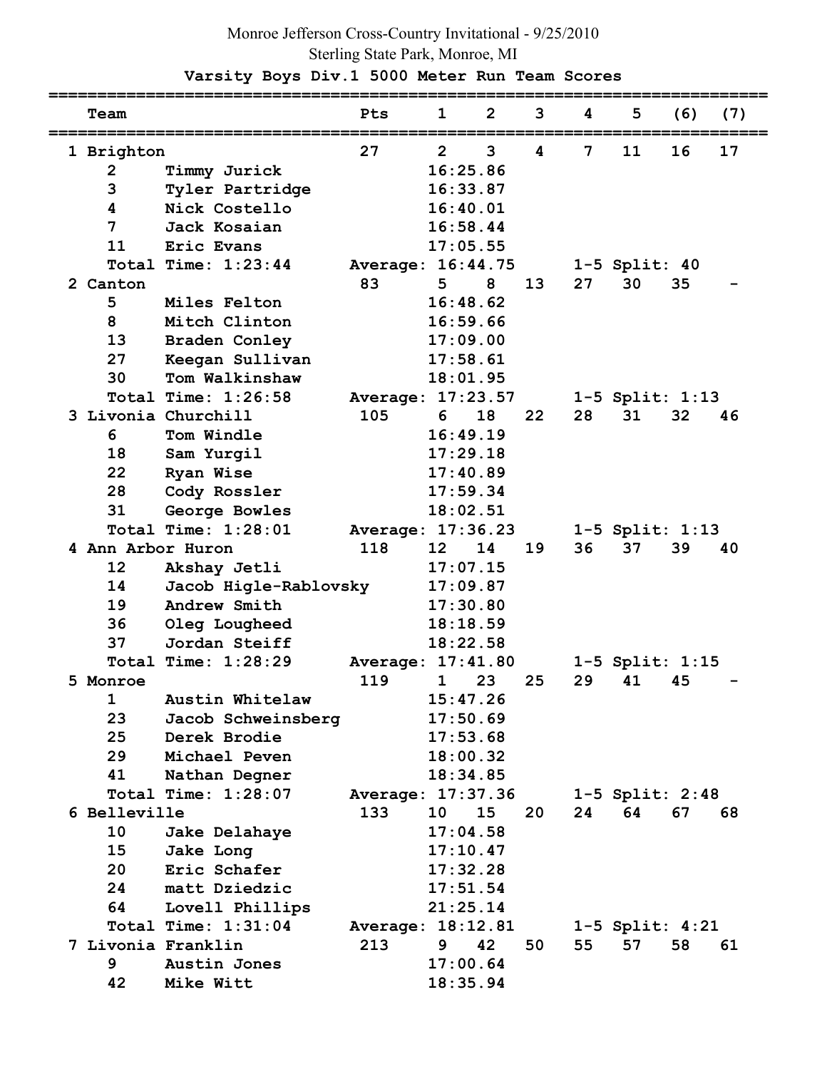Monroe Jefferson Cross-Country Invitational - 9/25/2010

Sterling State Park, Monroe, MI

## Varsity Boys Div.1 5000 Meter Run Team Scores

| Team | | Pts | 1 | 2 | 3 | 4 | 5 | (6) | (7) |
|---|---|---|---|---|---|---|---|---|---|
| 1 Brighton | | 27 | 2 | 3 | 4 | 7 | 11 | 16 | 17 |
| 2 | Timmy Jurick | | 16:25.86 | | | | | | |
| 3 | Tyler Partridge | | 16:33.87 | | | | | | |
| 4 | Nick Costello | | 16:40.01 | | | | | | |
| 7 | Jack Kosaian | | 16:58.44 | | | | | | |
| 11 | Eric Evans | | 17:05.55 | | | | | | |
| | Total Time: 1:23:44 | Average: 16:44.75 | | | | 1-5 Split: 40 | | | |
| 2 Canton | | 83 | 5 | 8 | 13 | 27 | 30 | 35 | - |
| 5 | Miles Felton | | 16:48.62 | | | | | | |
| 8 | Mitch Clinton | | 16:59.66 | | | | | | |
| 13 | Braden Conley | | 17:09.00 | | | | | | |
| 27 | Keegan Sullivan | | 17:58.61 | | | | | | |
| 30 | Tom Walkinshaw | | 18:01.95 | | | | | | |
| | Total Time: 1:26:58 | Average: 17:23.57 | | | | 1-5 Split: 1:13 | | | |
| 3 Livonia Churchill | | 105 | 6 | 18 | 22 | 28 | 31 | 32 | 46 |
| 6 | Tom Windle | | 16:49.19 | | | | | | |
| 18 | Sam Yurgil | | 17:29.18 | | | | | | |
| 22 | Ryan Wise | | 17:40.89 | | | | | | |
| 28 | Cody Rossler | | 17:59.34 | | | | | | |
| 31 | George Bowles | | 18:02.51 | | | | | | |
| | Total Time: 1:28:01 | Average: 17:36.23 | | | | 1-5 Split: 1:13 | | | |
| 4 Ann Arbor Huron | | 118 | 12 | 14 | 19 | 36 | 37 | 39 | 40 |
| 12 | Akshay Jetli | | 17:07.15 | | | | | | |
| 14 | Jacob Higle-Rablovsky | | 17:09.87 | | | | | | |
| 19 | Andrew Smith | | 17:30.80 | | | | | | |
| 36 | Oleg Lougheed | | 18:18.59 | | | | | | |
| 37 | Jordan Steiff | | 18:22.58 | | | | | | |
| | Total Time: 1:28:29 | Average: 17:41.80 | | | | 1-5 Split: 1:15 | | | |
| 5 Monroe | | 119 | 1 | 23 | 25 | 29 | 41 | 45 | - |
| 1 | Austin Whitelaw | | 15:47.26 | | | | | | |
| 23 | Jacob Schweinsberg | | 17:50.69 | | | | | | |
| 25 | Derek Brodie | | 17:53.68 | | | | | | |
| 29 | Michael Peven | | 18:00.32 | | | | | | |
| 41 | Nathan Degner | | 18:34.85 | | | | | | |
| | Total Time: 1:28:07 | Average: 17:37.36 | | | | 1-5 Split: 2:48 | | | |
| 6 Belleville | | 133 | 10 | 15 | 20 | 24 | 64 | 67 | 68 |
| 10 | Jake Delahaye | | 17:04.58 | | | | | | |
| 15 | Jake Long | | 17:10.47 | | | | | | |
| 20 | Eric Schafer | | 17:32.28 | | | | | | |
| 24 | matt Dziedzic | | 17:51.54 | | | | | | |
| 64 | Lovell Phillips | | 21:25.14 | | | | | | |
| | Total Time: 1:31:04 | Average: 18:12.81 | | | | 1-5 Split: 4:21 | | | |
| 7 Livonia Franklin | | 213 | 9 | 42 | 50 | 55 | 57 | 58 | 61 |
| 9 | Austin Jones | | 17:00.64 | | | | | | |
| 42 | Mike Witt | | 18:35.94 | | | | | | |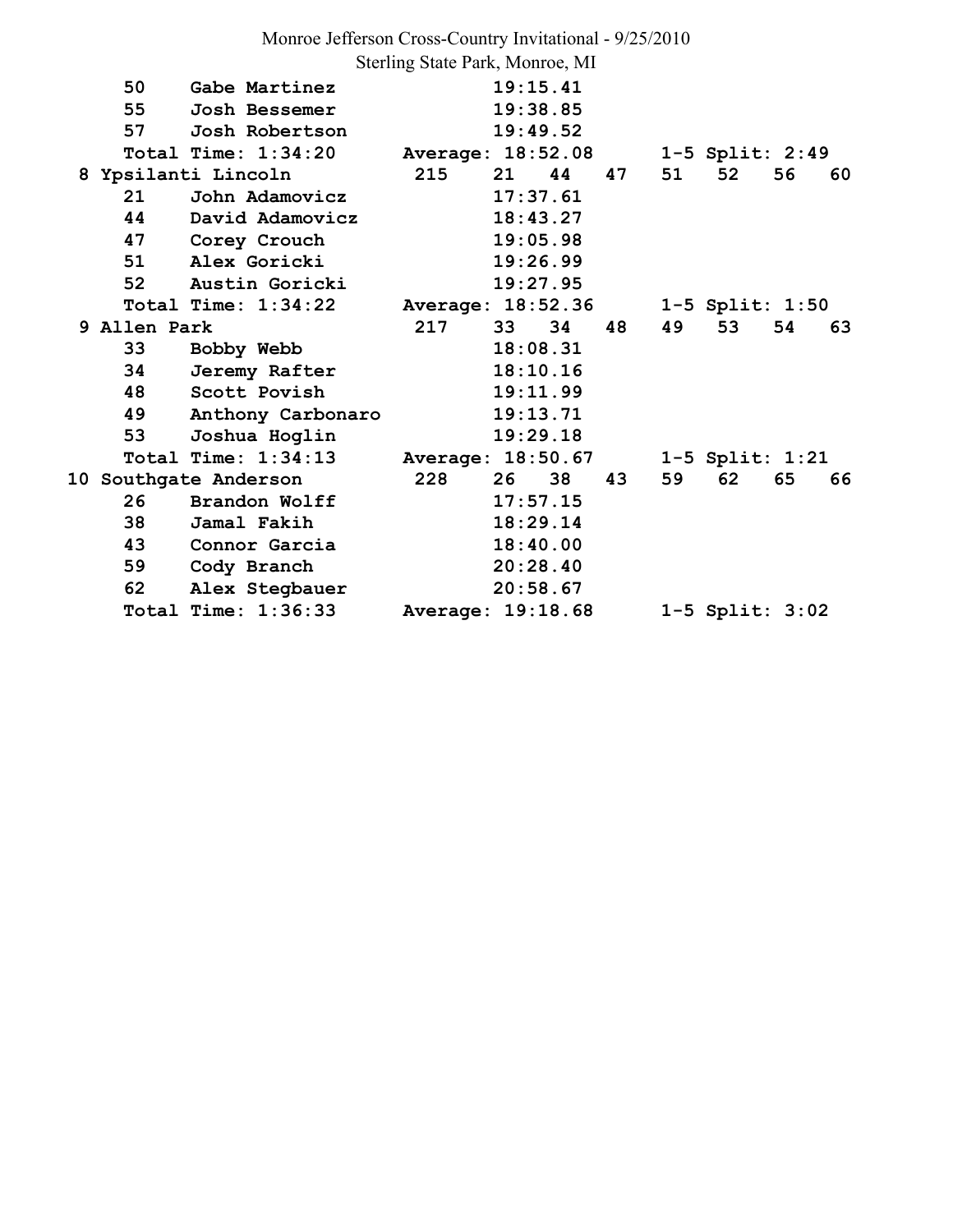```
    50    Gabe Martinez             19:15.41
    55    Josh Bessemer             19:38.85
    57    Josh Robertson            19:49.52
    Total Time: 1:34:20       Average: 18:52.08      1-5 Split: 2:49
 8 Ypsilanti Lincoln           215     21   44   47   51   52   56   60
    21    John Adamovicz            17:37.61
    44    David Adamovicz           18:43.27
    47    Corey Crouch              19:05.98
    51    Alex Goricki              19:26.99
    52    Austin Goricki            19:27.95
    Total Time: 1:34:22       Average: 18:52.36      1-5 Split: 1:50
 9 Allen Park                  217     33   34   48   49   53   54   63
    33    Bobby Webb                18:08.31
    34    Jeremy Rafter             18:10.16
    48    Scott Povish              19:11.99
    49    Anthony Carbonaro         19:13.71
    53    Joshua Hoglin             19:29.18
    Total Time: 1:34:13       Average: 18:50.67      1-5 Split: 1:21
10 Southgate Anderson          228     26   38   43   59   62   65   66
    26    Brandon Wolff             17:57.15
    38    Jamal Fakih               18:29.14
    43    Connor Garcia             18:40.00
    59    Cody Branch               20:28.40
    62    Alex Stegbauer            20:58.67
    Total Time: 1:36:33       Average: 19:18.68      1-5 Split: 3:02
```